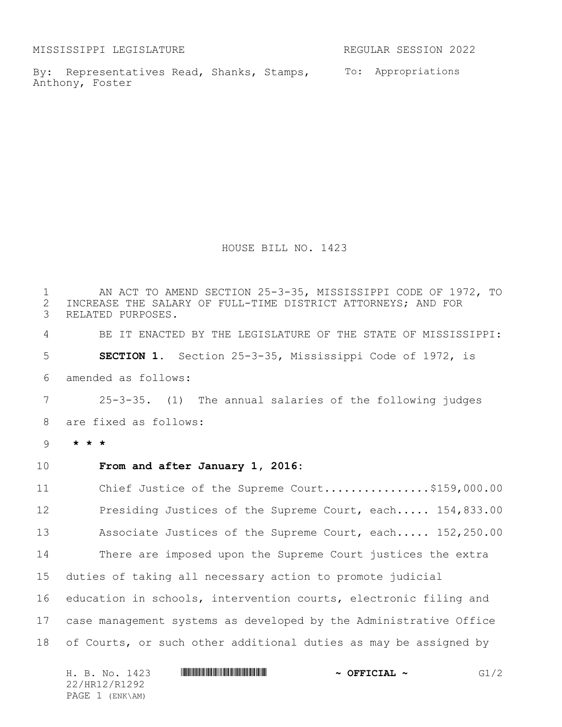MISSISSIPPI LEGISLATURE REGULAR SESSION 2022

By: Representatives Read, Shanks, Stamps, Anthony, Foster

To: Appropriations

# HOUSE BILL NO. 1423

AN ACT TO AMEND SECTION 25-3-35, MISSISSIPPI CODE OF 1972, TO INCREASE THE SALARY OF FULL-TIME DISTRICT ATTORNEYS; AND FOR RELATED PURPOSES.

BE IT ENACTED BY THE LEGISLATURE OF THE STATE OF MISSISSIPPI:

**SECTION 1.** Section 25-3-35, Mississippi Code of 1972, is amended as follows:

25-3-35. (1) The annual salaries of the following judges are fixed as follows:

**\* \* \***

**From and after January 1, 2016:**

Chief Justice of the Supreme Court................$159,000.00

Presiding Justices of the Supreme Court, each..... 154,833.00

Associate Justices of the Supreme Court, each..... 152,250.00

There are imposed upon the Supreme Court justices the extra duties of taking all necessary action to promote judicial education in schools, intervention courts, electronic filing and case management systems as developed by the Administrative Office of Courts, or such other additional duties as may be assigned by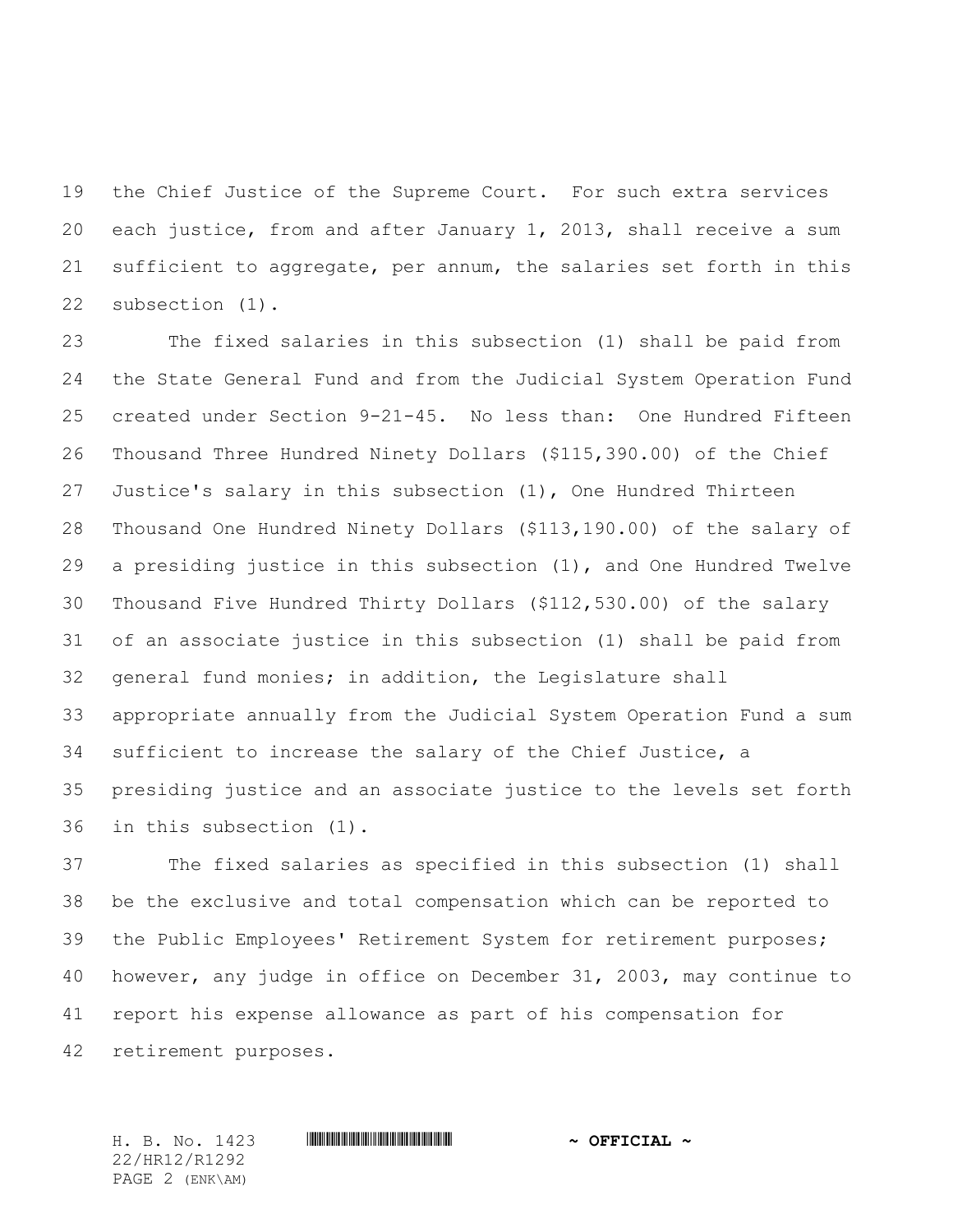the Chief Justice of the Supreme Court. For such extra services each justice, from and after January 1, 2013, shall receive a sum sufficient to aggregate, per annum, the salaries set forth in this subsection (1).

The fixed salaries in this subsection (1) shall be paid from the State General Fund and from the Judicial System Operation Fund created under Section 9-21-45. No less than: One Hundred Fifteen Thousand Three Hundred Ninety Dollars ($115,390.00) of the Chief Justice's salary in this subsection (1), One Hundred Thirteen Thousand One Hundred Ninety Dollars ($113,190.00) of the salary of a presiding justice in this subsection (1), and One Hundred Twelve Thousand Five Hundred Thirty Dollars ($112,530.00) of the salary of an associate justice in this subsection (1) shall be paid from general fund monies; in addition, the Legislature shall appropriate annually from the Judicial System Operation Fund a sum sufficient to increase the salary of the Chief Justice, a presiding justice and an associate justice to the levels set forth in this subsection (1).

The fixed salaries as specified in this subsection (1) shall be the exclusive and total compensation which can be reported to the Public Employees' Retirement System for retirement purposes; however, any judge in office on December 31, 2003, may continue to report his expense allowance as part of his compensation for retirement purposes.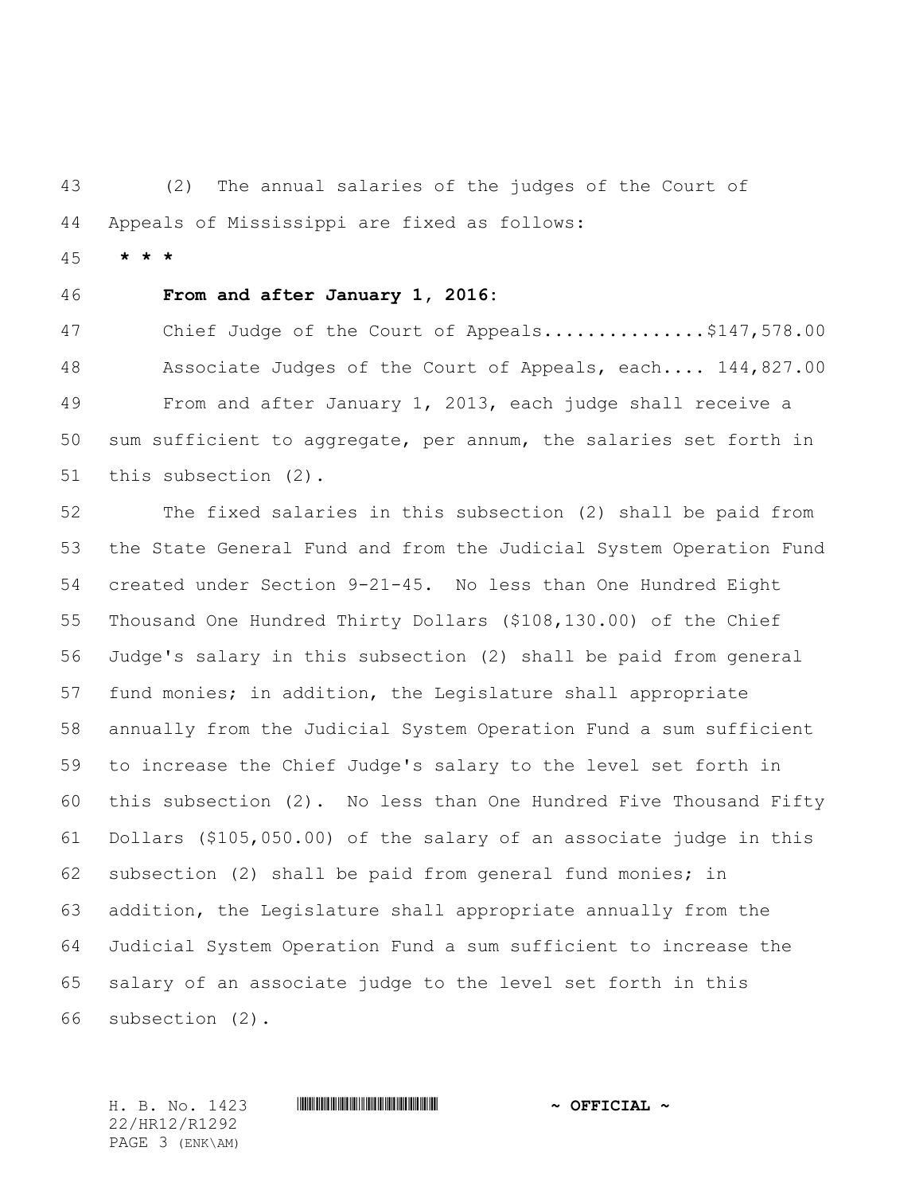(2) The annual salaries of the judges of the Court of Appeals of Mississippi are fixed as follows:

**\* \* \***

**From and after January 1, 2016:**

Chief Judge of the Court of Appeals...............$147,578.00

Associate Judges of the Court of Appeals, each.... 144,827.00

From and after January 1, 2013, each judge shall receive a sum sufficient to aggregate, per annum, the salaries set forth in this subsection (2).

The fixed salaries in this subsection (2) shall be paid from the State General Fund and from the Judicial System Operation Fund created under Section 9-21-45. No less than One Hundred Eight Thousand One Hundred Thirty Dollars ($108,130.00) of the Chief Judge's salary in this subsection (2) shall be paid from general fund monies; in addition, the Legislature shall appropriate annually from the Judicial System Operation Fund a sum sufficient to increase the Chief Judge's salary to the level set forth in this subsection (2). No less than One Hundred Five Thousand Fifty Dollars ($105,050.00) of the salary of an associate judge in this subsection (2) shall be paid from general fund monies; in addition, the Legislature shall appropriate annually from the Judicial System Operation Fund a sum sufficient to increase the salary of an associate judge to the level set forth in this subsection (2).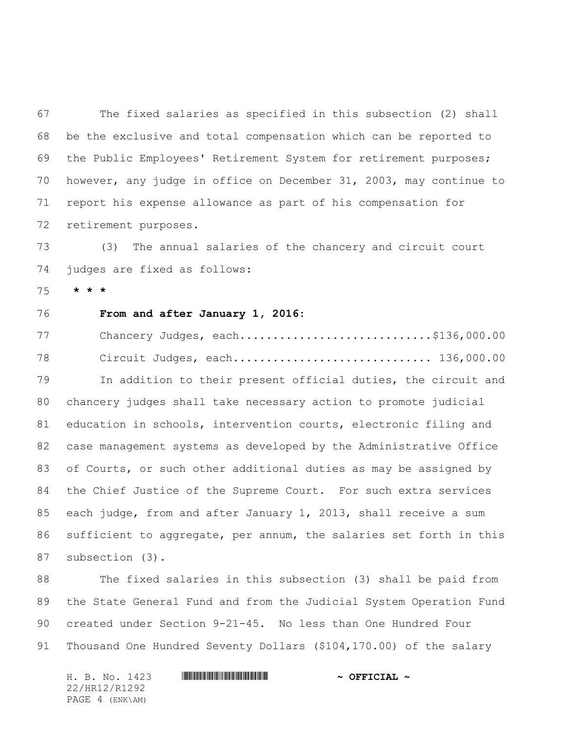The fixed salaries as specified in this subsection (2) shall be the exclusive and total compensation which can be reported to the Public Employees' Retirement System for retirement purposes; however, any judge in office on December 31, 2003, may continue to report his expense allowance as part of his compensation for retirement purposes.

(3) The annual salaries of the chancery and circuit court judges are fixed as follows:

**\* \* \***

**From and after January 1, 2016:**

Chancery Judges, each............................$136,000.00

Circuit Judges, each............................ 136,000.00

In addition to their present official duties, the circuit and chancery judges shall take necessary action to promote judicial education in schools, intervention courts, electronic filing and case management systems as developed by the Administrative Office of Courts, or such other additional duties as may be assigned by the Chief Justice of the Supreme Court. For such extra services each judge, from and after January 1, 2013, shall receive a sum sufficient to aggregate, per annum, the salaries set forth in this subsection (3).

The fixed salaries in this subsection (3) shall be paid from the State General Fund and from the Judicial System Operation Fund created under Section 9-21-45. No less than One Hundred Four Thousand One Hundred Seventy Dollars ($104,170.00) of the salary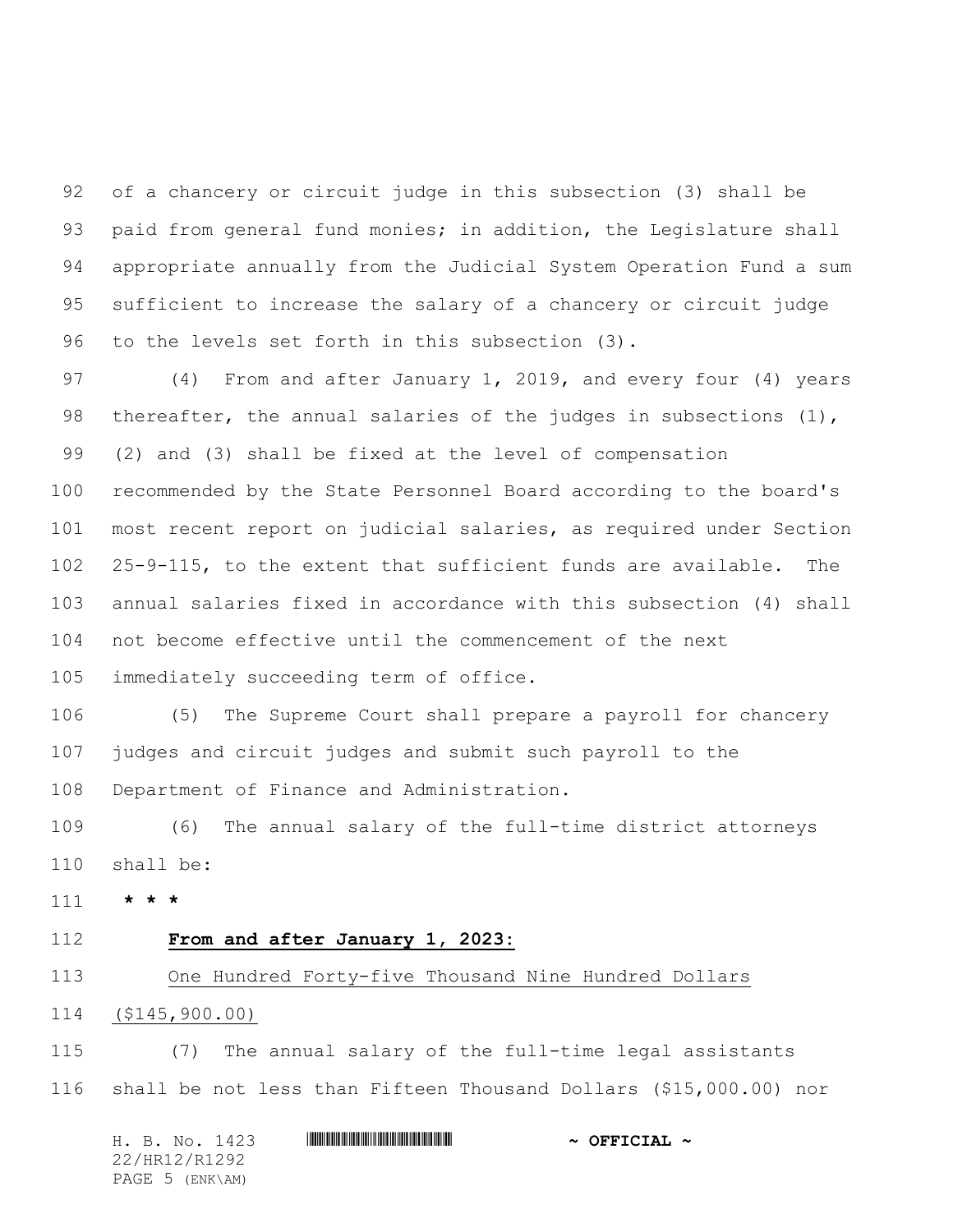of a chancery or circuit judge in this subsection (3) shall be paid from general fund monies; in addition, the Legislature shall appropriate annually from the Judicial System Operation Fund a sum sufficient to increase the salary of a chancery or circuit judge to the levels set forth in this subsection (3).

(4) From and after January 1, 2019, and every four (4) years thereafter, the annual salaries of the judges in subsections (1), (2) and (3) shall be fixed at the level of compensation recommended by the State Personnel Board according to the board's most recent report on judicial salaries, as required under Section 25-9-115, to the extent that sufficient funds are available. The annual salaries fixed in accordance with this subsection (4) shall not become effective until the commencement of the next immediately succeeding term of office.

(5) The Supreme Court shall prepare a payroll for chancery judges and circuit judges and submit such payroll to the Department of Finance and Administration.

(6) The annual salary of the full-time district attorneys shall be:

**\* \* \***

<u>**From and after January 1, 2023:**</u>

<u>One Hundred Forty-five Thousand Nine Hundred Dollars ($145,900.00)</u>

(7) The annual salary of the full-time legal assistants shall be not less than Fifteen Thousand Dollars ($15,000.00) nor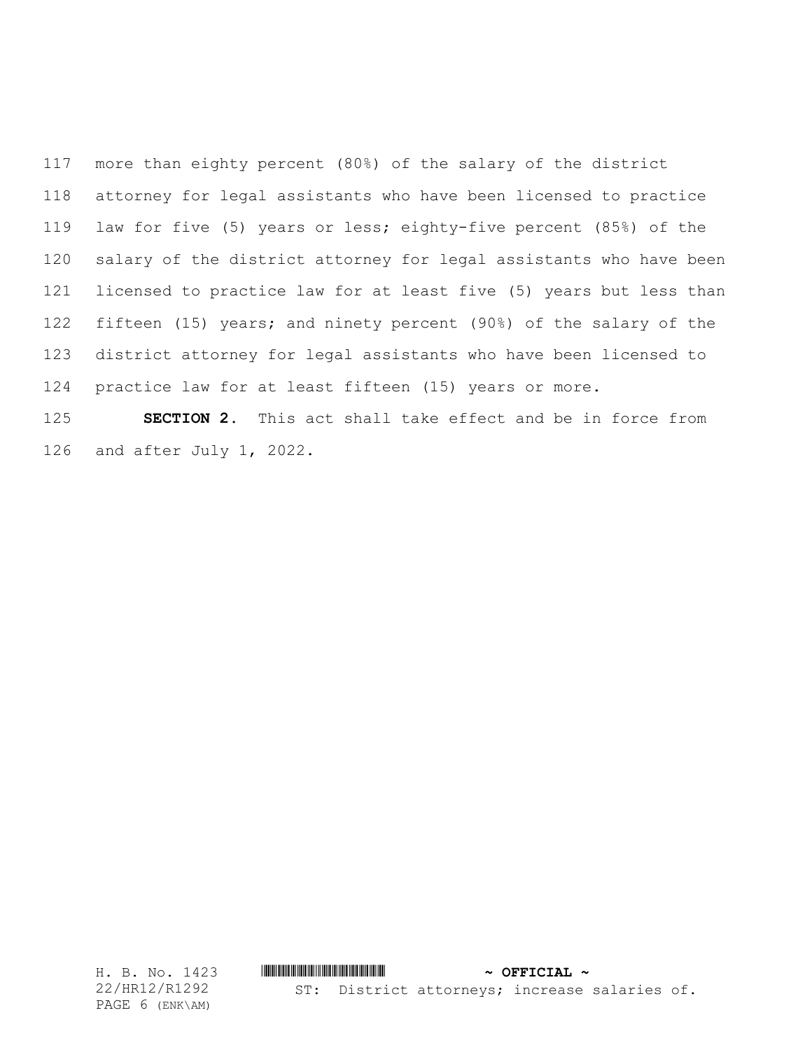more than eighty percent (80%) of the salary of the district attorney for legal assistants who have been licensed to practice law for five (5) years or less; eighty-five percent (85%) of the salary of the district attorney for legal assistants who have been licensed to practice law for at least five (5) years but less than fifteen (15) years; and ninety percent (90%) of the salary of the district attorney for legal assistants who have been licensed to practice law for at least fifteen (15) years or more.

**SECTION 2.** This act shall take effect and be in force from and after July 1, 2022.